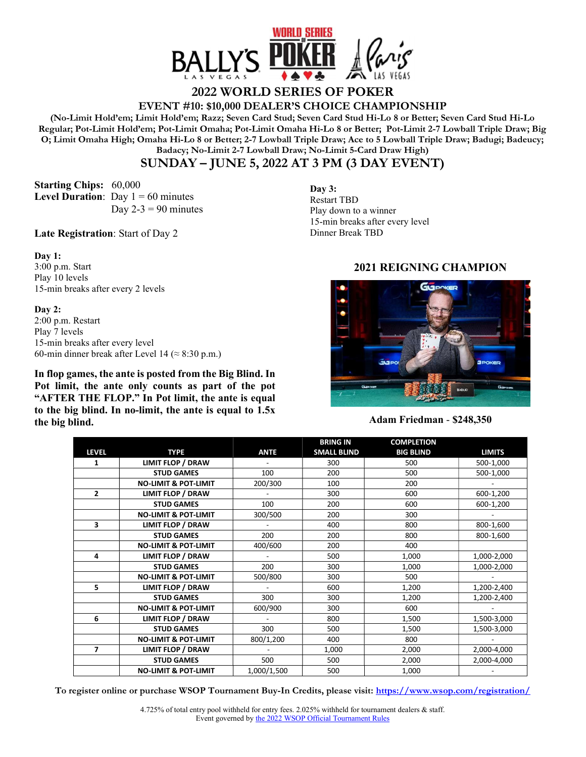# 2022 WORLD SERIES OF POKER

## EVENT #10: $10,000 DEALER'S CHOICE CHAMPIONSHIP

**(No-Limit Hold'em; Limit Hold'em; Razz; Seven Card Stud; Seven Card Stud Hi-Lo 8 or Better; Seven Card Stud Hi-Lo Regular; Pot-Limit Hold'em; Pot-Limit Omaha; Pot-Limit Omaha Hi-Lo 8 or Better; Pot-Limit 2-7 Lowball Triple Draw; Big O; Limit Omaha High; Omaha Hi-Lo 8 or Better; 2-7 Lowball Triple Draw; Ace to 5 Lowball Triple Draw; Badugi; Badeucy; Badacy; No-Limit 2-7 Lowball Draw; No-Limit 5-Card Draw High)**

## SUNDAY – JUNE 5, 2022 AT 3 PM (3 DAY EVENT)

**Starting Chips:** 60,000
**Level Duration**: Day 1 = 60 minutes
Day 2-3 = 90 minutes

**Late Registration**: Start of Day 2

**Day 1:**
3:00 p.m. Start
Play 10 levels
15-min breaks after every 2 levels

**Day 2:**
2:00 p.m. Restart
Play 7 levels
15-min breaks after every level
60-min dinner break after Level 14 (≈ 8:30 p.m.)

**Day 3:**
Restart TBD
Play down to a winner
15-min breaks after every level
Dinner Break TBD

**In flop games, the ante is posted from the Big Blind. In Pot limit, the ante only counts as part of the pot "AFTER THE FLOP." In Pot limit, the ante is equal to the big blind. In no-limit, the ante is equal to 1.5x the big blind.**

### 2021 REIGNING CHAMPION

**Adam Friedman - $248,350**

| LEVEL | TYPE | ANTE | BRING IN SMALL BLIND | COMPLETION BIG BLIND | LIMITS |
|---|---|---|---|---|---|
| 1 | LIMIT FLOP / DRAW | - | 300 | 500 | 500-1,000 |
| | STUD GAMES | 100 | 200 | 500 | 500-1,000 |
| | NO-LIMIT & POT-LIMIT | 200/300 | 100 | 200 | - |
| 2 | LIMIT FLOP / DRAW | - | 300 | 600 | 600-1,200 |
| | STUD GAMES | 100 | 200 | 600 | 600-1,200 |
| | NO-LIMIT & POT-LIMIT | 300/500 | 200 | 300 | - |
| 3 | LIMIT FLOP / DRAW | - | 400 | 800 | 800-1,600 |
| | STUD GAMES | 200 | 200 | 800 | 800-1,600 |
| | NO-LIMIT & POT-LIMIT | 400/600 | 200 | 400 | |
| 4 | LIMIT FLOP / DRAW | - | 500 | 1,000 | 1,000-2,000 |
| | STUD GAMES | 200 | 300 | 1,000 | 1,000-2,000 |
| | NO-LIMIT & POT-LIMIT | 500/800 | 300 | 500 | - |
| 5 | LIMIT FLOP / DRAW | - | 600 | 1,200 | 1,200-2,400 |
| | STUD GAMES | 300 | 300 | 1,200 | 1,200-2,400 |
| | NO-LIMIT & POT-LIMIT | 600/900 | 300 | 600 | - |
| 6 | LIMIT FLOP / DRAW | - | 800 | 1,500 | 1,500-3,000 |
| | STUD GAMES | 300 | 500 | 1,500 | 1,500-3,000 |
| | NO-LIMIT & POT-LIMIT | 800/1,200 | 400 | 800 | - |
| 7 | LIMIT FLOP / DRAW | - | 1,000 | 2,000 | 2,000-4,000 |
| | STUD GAMES | 500 | 500 | 2,000 | 2,000-4,000 |
| | NO-LIMIT & POT-LIMIT | 1,000/1,500 | 500 | 1,000 | - |

**To register online or purchase WSOP Tournament Buy-In Credits, please visit: https://www.wsop.com/registration/**

4.725% of total entry pool withheld for entry fees. 2.025% withheld for tournament dealers & staff.
Event governed by the 2022 WSOP Official Tournament Rules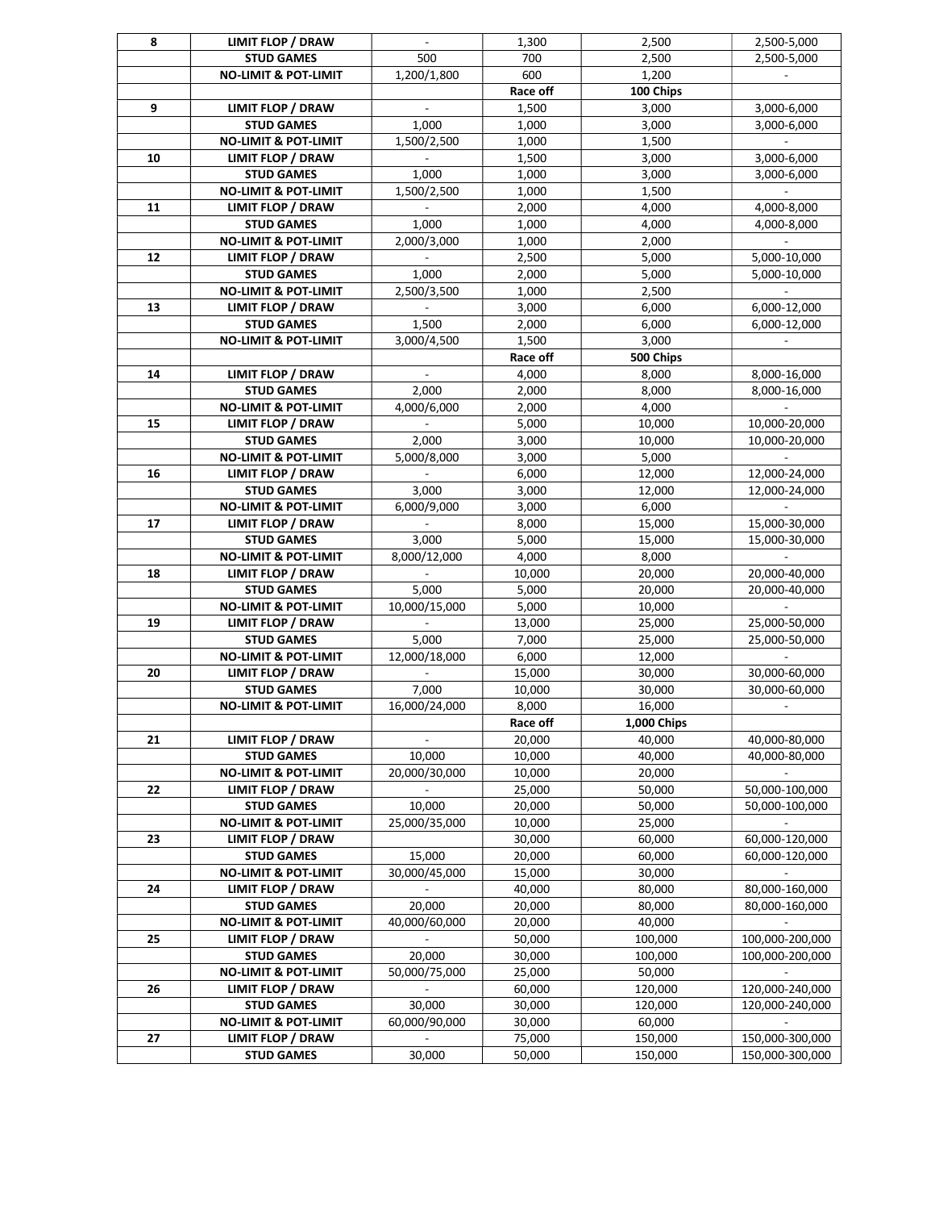| | | | | | |
|---|---|---|---|---|---|
| 8 | LIMIT FLOP / DRAW | - | 1,300 | 2,500 | 2,500-5,000 |
| | STUD GAMES | 500 | 700 | 2,500 | 2,500-5,000 |
| | NO-LIMIT & POT-LIMIT | 1,200/1,800 | 600 | 1,200 | - |
| | | | Race off | 100 Chips | |
| 9 | LIMIT FLOP / DRAW | - | 1,500 | 3,000 | 3,000-6,000 |
| | STUD GAMES | 1,000 | 1,000 | 3,000 | 3,000-6,000 |
| | NO-LIMIT & POT-LIMIT | 1,500/2,500 | 1,000 | 1,500 | - |
| 10 | LIMIT FLOP / DRAW | - | 1,500 | 3,000 | 3,000-6,000 |
| | STUD GAMES | 1,000 | 1,000 | 3,000 | 3,000-6,000 |
| | NO-LIMIT & POT-LIMIT | 1,500/2,500 | 1,000 | 1,500 | - |
| 11 | LIMIT FLOP / DRAW | - | 2,000 | 4,000 | 4,000-8,000 |
| | STUD GAMES | 1,000 | 1,000 | 4,000 | 4,000-8,000 |
| | NO-LIMIT & POT-LIMIT | 2,000/3,000 | 1,000 | 2,000 | - |
| 12 | LIMIT FLOP / DRAW | - | 2,500 | 5,000 | 5,000-10,000 |
| | STUD GAMES | 1,000 | 2,000 | 5,000 | 5,000-10,000 |
| | NO-LIMIT & POT-LIMIT | 2,500/3,500 | 1,000 | 2,500 | - |
| 13 | LIMIT FLOP / DRAW | - | 3,000 | 6,000 | 6,000-12,000 |
| | STUD GAMES | 1,500 | 2,000 | 6,000 | 6,000-12,000 |
| | NO-LIMIT & POT-LIMIT | 3,000/4,500 | 1,500 | 3,000 | - |
| | | | Race off | 500 Chips | |
| 14 | LIMIT FLOP / DRAW | - | 4,000 | 8,000 | 8,000-16,000 |
| | STUD GAMES | 2,000 | 2,000 | 8,000 | 8,000-16,000 |
| | NO-LIMIT & POT-LIMIT | 4,000/6,000 | 2,000 | 4,000 | - |
| 15 | LIMIT FLOP / DRAW | - | 5,000 | 10,000 | 10,000-20,000 |
| | STUD GAMES | 2,000 | 3,000 | 10,000 | 10,000-20,000 |
| | NO-LIMIT & POT-LIMIT | 5,000/8,000 | 3,000 | 5,000 | - |
| 16 | LIMIT FLOP / DRAW | - | 6,000 | 12,000 | 12,000-24,000 |
| | STUD GAMES | 3,000 | 3,000 | 12,000 | 12,000-24,000 |
| | NO-LIMIT & POT-LIMIT | 6,000/9,000 | 3,000 | 6,000 | - |
| 17 | LIMIT FLOP / DRAW | - | 8,000 | 15,000 | 15,000-30,000 |
| | STUD GAMES | 3,000 | 5,000 | 15,000 | 15,000-30,000 |
| | NO-LIMIT & POT-LIMIT | 8,000/12,000 | 4,000 | 8,000 | - |
| 18 | LIMIT FLOP / DRAW | - | 10,000 | 20,000 | 20,000-40,000 |
| | STUD GAMES | 5,000 | 5,000 | 20,000 | 20,000-40,000 |
| | NO-LIMIT & POT-LIMIT | 10,000/15,000 | 5,000 | 10,000 | - |
| 19 | LIMIT FLOP / DRAW | - | 13,000 | 25,000 | 25,000-50,000 |
| | STUD GAMES | 5,000 | 7,000 | 25,000 | 25,000-50,000 |
| | NO-LIMIT & POT-LIMIT | 12,000/18,000 | 6,000 | 12,000 | - |
| 20 | LIMIT FLOP / DRAW | - | 15,000 | 30,000 | 30,000-60,000 |
| | STUD GAMES | 7,000 | 10,000 | 30,000 | 30,000-60,000 |
| | NO-LIMIT & POT-LIMIT | 16,000/24,000 | 8,000 | 16,000 | - |
| | | | Race off | 1,000 Chips | |
| 21 | LIMIT FLOP / DRAW | - | 20,000 | 40,000 | 40,000-80,000 |
| | STUD GAMES | 10,000 | 10,000 | 40,000 | 40,000-80,000 |
| | NO-LIMIT & POT-LIMIT | 20,000/30,000 | 10,000 | 20,000 | - |
| 22 | LIMIT FLOP / DRAW | - | 25,000 | 50,000 | 50,000-100,000 |
| | STUD GAMES | 10,000 | 20,000 | 50,000 | 50,000-100,000 |
| | NO-LIMIT & POT-LIMIT | 25,000/35,000 | 10,000 | 25,000 | - |
| 23 | LIMIT FLOP / DRAW | | 30,000 | 60,000 | 60,000-120,000 |
| | STUD GAMES | 15,000 | 20,000 | 60,000 | 60,000-120,000 |
| | NO-LIMIT & POT-LIMIT | 30,000/45,000 | 15,000 | 30,000 | - |
| 24 | LIMIT FLOP / DRAW | - | 40,000 | 80,000 | 80,000-160,000 |
| | STUD GAMES | 20,000 | 20,000 | 80,000 | 80,000-160,000 |
| | NO-LIMIT & POT-LIMIT | 40,000/60,000 | 20,000 | 40,000 | - |
| 25 | LIMIT FLOP / DRAW | - | 50,000 | 100,000 | 100,000-200,000 |
| | STUD GAMES | 20,000 | 30,000 | 100,000 | 100,000-200,000 |
| | NO-LIMIT & POT-LIMIT | 50,000/75,000 | 25,000 | 50,000 | - |
| 26 | LIMIT FLOP / DRAW | - | 60,000 | 120,000 | 120,000-240,000 |
| | STUD GAMES | 30,000 | 30,000 | 120,000 | 120,000-240,000 |
| | NO-LIMIT & POT-LIMIT | 60,000/90,000 | 30,000 | 60,000 | - |
| 27 | LIMIT FLOP / DRAW | - | 75,000 | 150,000 | 150,000-300,000 |
| | STUD GAMES | 30,000 | 50,000 | 150,000 | 150,000-300,000 |